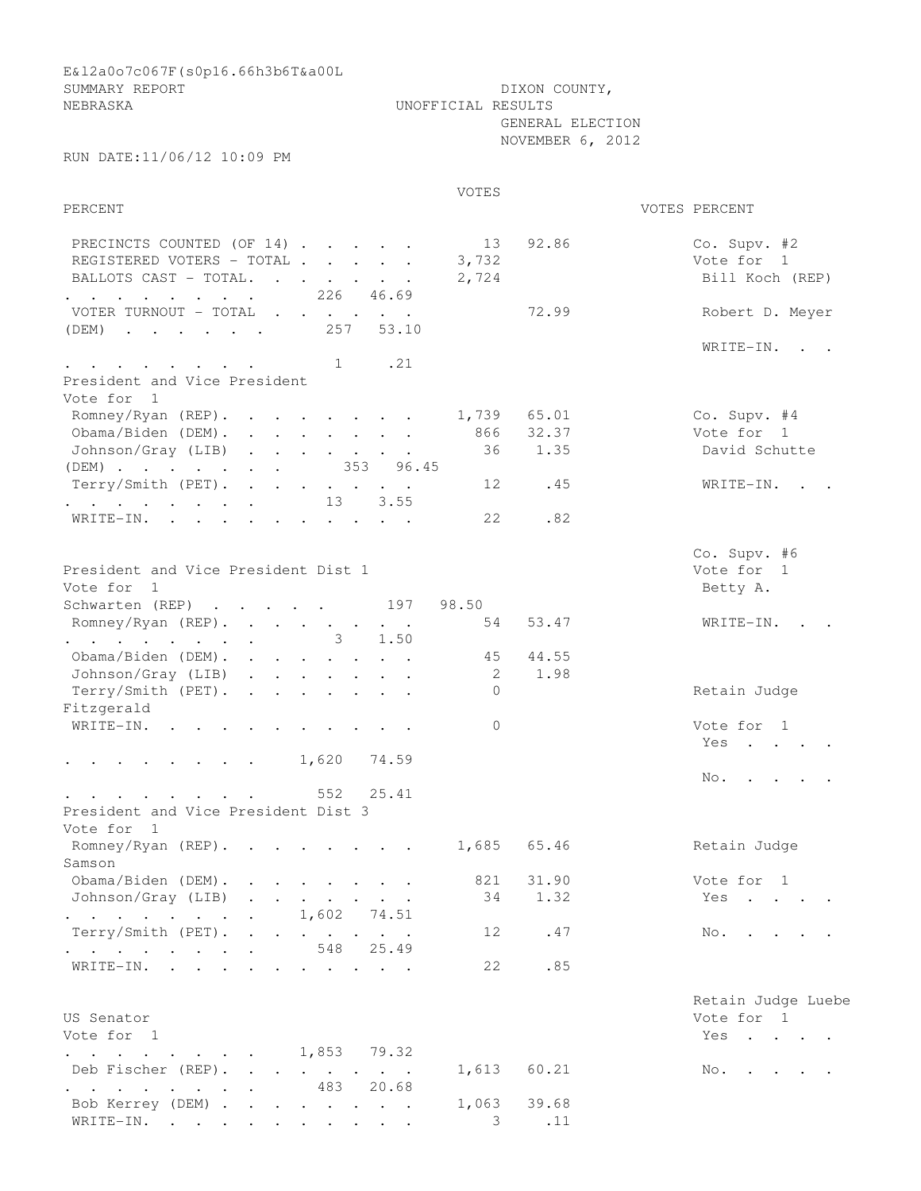E&l2a0o7c067F(s0p16.66h3b6T&a00L

SUMMARY REPORT — DIXON COUNTY, NEBRASKA

UNOFFICIAL RESULTS

GENERAL ELECTION
NOVEMBER 6, 2012

RUN DATE:11/06/12 10:09 PM

| | VOTES | PERCENT |
|---|---|---|
| PRECINCTS COUNTED (OF 14) | 13 | 92.86 |
| REGISTERED VOTERS - TOTAL | 3,732 | |
| BALLOTS CAST - TOTAL. | 2,724 | |
| VOTER TURNOUT - TOTAL | | 72.99 |

**President and Vice President**
Vote for 1

| | VOTES | PERCENT |
|---|---|---|
| Romney/Ryan (REP) | 1,739 | 65.01 |
| Obama/Biden (DEM) | 866 | 32.37 |
| Johnson/Gray (LIB) | 36 | 1.35 |
| Terry/Smith (PET) | 12 | .45 |
| WRITE-IN | 22 | .82 |

**President and Vice President Dist 1**
Vote for 1

| | VOTES | PERCENT |
|---|---|---|
| Romney/Ryan (REP) | 54 | 53.47 |
| Obama/Biden (DEM) | 45 | 44.55 |
| Johnson/Gray (LIB) | 2 | 1.98 |
| Terry/Smith (PET) | 0 | |
| WRITE-IN | 0 | |

**President and Vice President Dist 3**
Vote for 1

| | VOTES | PERCENT |
|---|---|---|
| Romney/Ryan (REP) | 1,685 | 65.46 |
| Obama/Biden (DEM) | 821 | 31.90 |
| Johnson/Gray (LIB) | 34 | 1.32 |
| Terry/Smith (PET) | 12 | .47 |
| WRITE-IN | 22 | .85 |

**US Senator**
Vote for 1

| | VOTES | PERCENT |
|---|---|---|
| Deb Fischer (REP) | 1,613 | 60.21 |
| Bob Kerrey (DEM) | 1,063 | 39.68 |
| WRITE-IN | 3 | .11 |

**Co. Supv. #2**
Vote for 1

| | VOTES | PERCENT |
|---|---|---|
| Bill Koch (REP) | 226 | 46.69 |
| Robert D. Meyer (DEM) | 257 | 53.10 |
| WRITE-IN | 1 | .21 |

**Co. Supv. #4**
Vote for 1

| | VOTES | PERCENT |
|---|---|---|
| David Schutte (DEM) | 353 | 96.45 |
| WRITE-IN | 13 | 3.55 |

**Co. Supv. #6**
Vote for 1

| | VOTES | PERCENT |
|---|---|---|
| Betty A. Schwarten (REP) | 197 | 98.50 |
| WRITE-IN | 3 | 1.50 |

**Retain Judge Fitzgerald**
Vote for 1

| | VOTES | PERCENT |
|---|---|---|
| Yes | 1,620 | 74.59 |
| No | 552 | 25.41 |

**Retain Judge Samson**
Vote for 1

| | VOTES | PERCENT |
|---|---|---|
| Yes | 1,602 | 74.51 |
| No | 548 | 25.49 |

**Retain Judge Luebe**
Vote for 1

| | VOTES | PERCENT |
|---|---|---|
| Yes | 1,853 | 79.32 |
| No | 483 | 20.68 |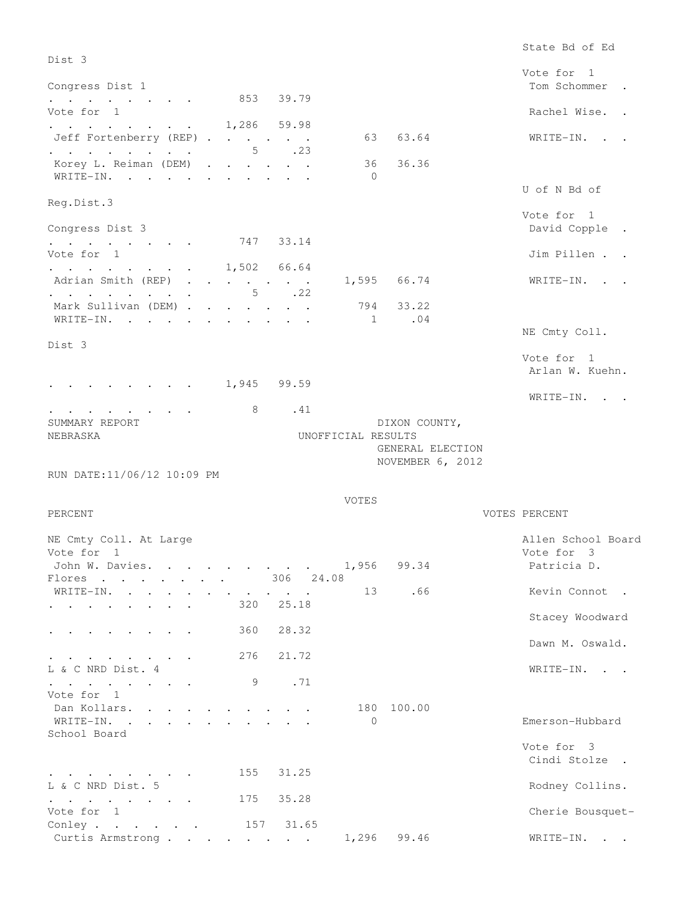## Congress Dist 1

Vote for 1

| Candidate | Votes | Percent |
|---|---|---|
| Jeff Fortenberry (REP) | 63 | 63.64 |
| Korey L. Reiman (DEM) | 36 | 36.36 |
| WRITE-IN | 0 | |

## Congress Dist 3

Vote for 1

| Candidate | Votes | Percent |
|---|---|---|
| Adrian Smith (REP) | 1,595 | 66.74 |
| Mark Sullivan (DEM) | 794 | 33.22 |
| WRITE-IN | 1 | .04 |

## State Bd of Ed Dist 3

Vote for 1

| Candidate | Votes | Percent |
|---|---|---|
| Tom Schommer | 853 | 39.79 |
| Rachel Wise | 1,286 | 59.98 |
| WRITE-IN | 5 | .23 |

## U of N Bd of Reg.Dist.3

Vote for 1

| Candidate | Votes | Percent |
|---|---|---|
| David Copple | 747 | 33.14 |
| Jim Pillen | 1,502 | 66.64 |
| WRITE-IN | 5 | .22 |

## NE Cmty Coll. Dist 3

Vote for 1

| Candidate | Votes | Percent |
|---|---|---|
| Arlan W. Kuehn | 1,945 | 99.59 |
| WRITE-IN | 8 | .41 |

SUMMARY REPORT DIXON COUNTY, NEBRASKA
UNOFFICIAL RESULTS
GENERAL ELECTION
NOVEMBER 6, 2012

RUN DATE:11/06/12 10:09 PM

## NE Cmty Coll. At Large

Vote for 1

| Candidate | Votes | Percent |
|---|---|---|
| John W. Davies | 1,956 | 99.34 |
| WRITE-IN | 13 | .66 |

## L & C NRD Dist. 4

Vote for 1

| Candidate | Votes | Percent |
|---|---|---|
| Dan Kollars | 180 | 100.00 |
| WRITE-IN | 0 | |

## L & C NRD Dist. 5

Vote for 1

| Candidate | Votes | Percent |
|---|---|---|
| Curtis Armstrong | 1,296 | 99.46 |

## Allen School Board

Vote for 3

| Candidate | Votes | Percent |
|---|---|---|
| Patricia D. Flores | 306 | 24.08 |
| Kevin Connot | 320 | 25.18 |
| Stacey Woodward | 360 | 28.32 |
| Dawn M. Oswald | 276 | 21.72 |
| WRITE-IN | 9 | .71 |

## Emerson-Hubbard School Board

Vote for 3

| Candidate | Votes | Percent |
|---|---|---|
| Cindi Stolze | 155 | 31.25 |
| Rodney Collins | 175 | 35.28 |
| Cherie Bousquet-Conley | 157 | 31.65 |
| WRITE-IN | | |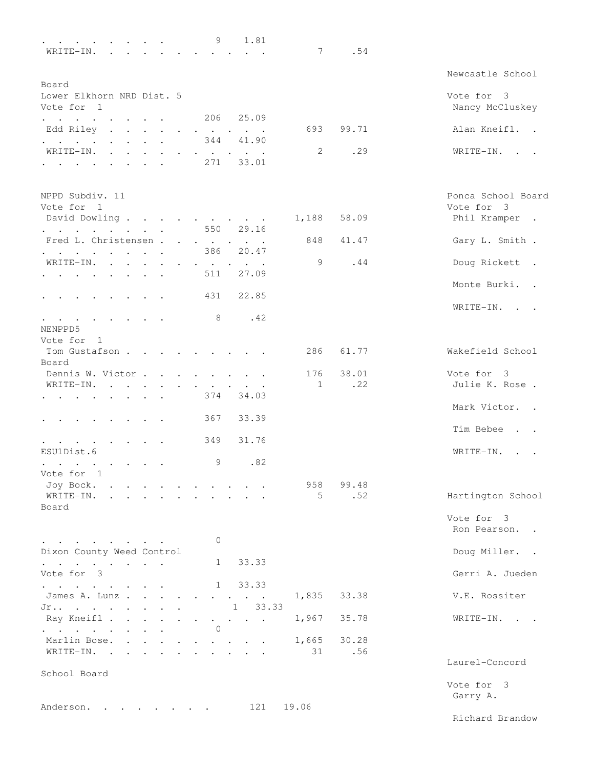. . . . . . . . . 9 1.81
WRITE-IN. . . . . . . . . . . . 7 .54

Newcastle School Board

Lower Elkhorn NRD Dist. 5
Vote for 1
. . . . . . . . . 206 25.09
Edd Riley . . . . . . . . . . . 693 99.71
. . . . . . . . . 344 41.90
WRITE-IN. . . . . . . . . . . . 2 .29
. . . . . . . . . 271 33.01

Vote for 3
Nancy McCluskey
Alan Kneifl. .
WRITE-IN. . .

NPPD Subdiv. 11
Vote for 1
David Dowling . . . . . . . . . . 1,188 58.09
. . . . . . . . . 550 29.16
Fred L. Christensen . . . . . . . 848 41.47
. . . . . . . . . 386 20.47
WRITE-IN. . . . . . . . . . . . 9 .44
. . . . . . . . . 511 27.09
. . . . . . . . . 431 22.85
. . . . . . . . . 8 .42

Ponca School Board
Vote for 3
Phil Kramper .
Gary L. Smith .
Doug Rickett .
Monte Burki. .
WRITE-IN. . .

NENPPD5
Vote for 1
Tom Gustafson . . . . . . . . . . 286 61.77
Dennis W. Victor . . . . . . . . . 176 38.01
WRITE-IN. . . . . . . . . . . . 1 .22
. . . . . . . . . 374 34.03
. . . . . . . . . 367 33.39
. . . . . . . . . 349 31.76

Wakefield School Board
Vote for 3
Julie K. Rose .
Mark Victor. .
Tim Bebee . .
WRITE-IN. . .

ESU1Dist.6
. . . . . . . . . 9 .82
Vote for 1
Joy Bock. . . . . . . . . . . . 958 99.48
WRITE-IN. . . . . . . . . . . . 5 .52

Hartington School Board
Vote for 3
Ron Pearson. .
Doug Miller. .
Gerri A. Jueden
V.E. Rossiter
WRITE-IN. . .

. . . . . . . . . 0
Dixon County Weed Control
. . . . . . . . . 1 33.33
Vote for 3
. . . . . . . . . 1 33.33
James A. Lunz . . . . . . . . . . 1,835 33.38
Jr.. . . . . . . . . 1 33.33
Ray Kneifl . . . . . . . . . . . 1,967 35.78
. . . . . . . . . 0
Marlin Bose. . . . . . . . . . . 1,665 30.28
WRITE-IN. . . . . . . . . . . . 31 .56

Laurel-Concord School Board
Vote for 3
Garry A. Anderson. . . . . . . . . 121 19.06
Richard Brandow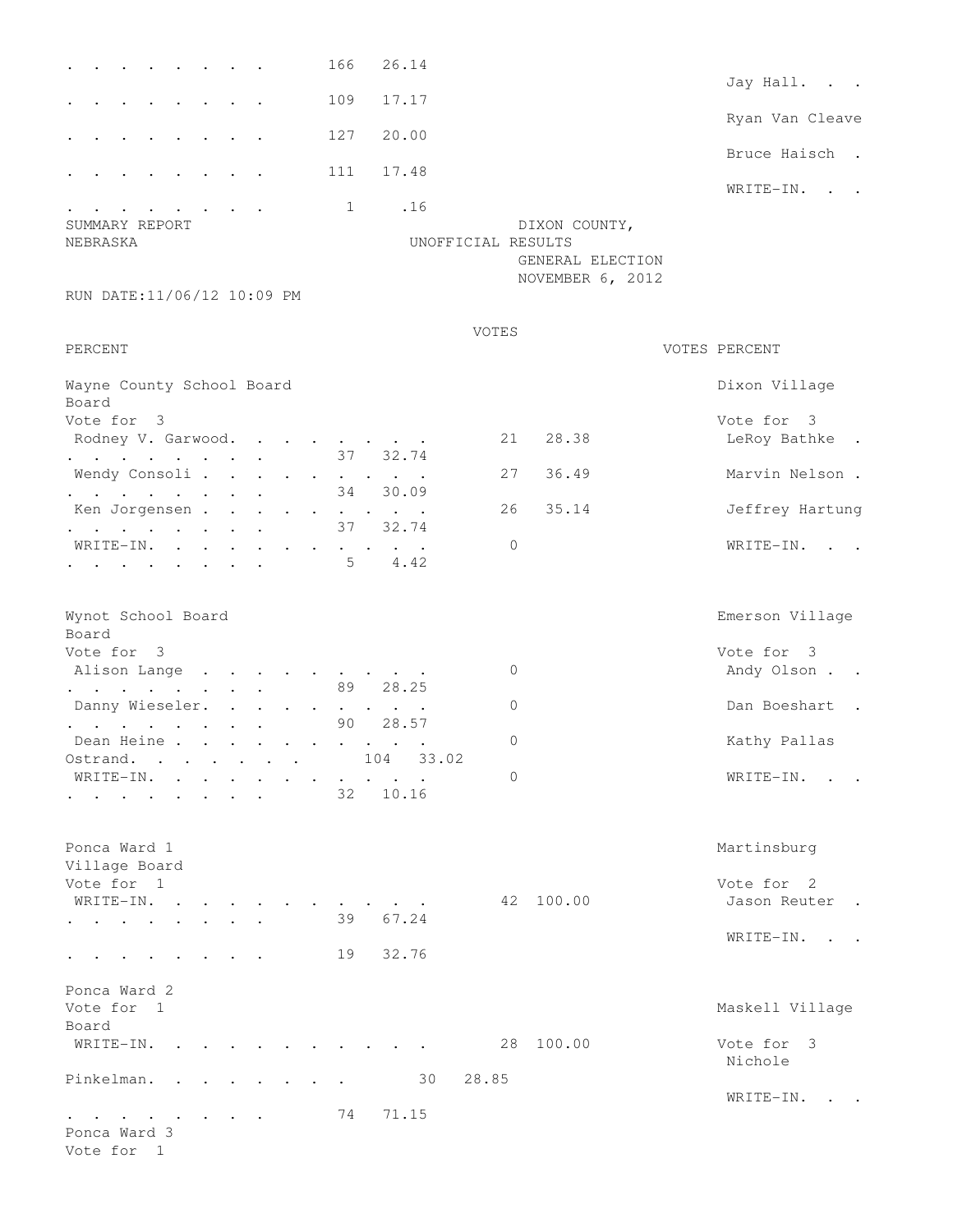```
. . . . . . . . .      166   26.14
                                                                        Jay Hall.  . .
. . . . . . . . .      109   17.17
                                                                        Ryan Van Cleave
. . . . . . . . .      127   20.00
                                                                        Bruce Haisch  .
. . . . . . . . .      111   17.48
                                                                        WRITE-IN.  . .
. . . . . . . . .        1     .16
SUMMARY REPORT                                  DIXON COUNTY,
NEBRASKA                                UNOFFICIAL RESULTS
                                                GENERAL ELECTION
                                                NOVEMBER 6, 2012
RUN DATE:11/06/12 10:09 PM

                                           VOTES
PERCENT                                                             VOTES PERCENT

Wayne County School Board                                               Dixon Village
Board
Vote for  3                                                             Vote for  3
 Rodney V. Garwood. . . . . . . .          21   28.38                    LeRoy Bathke  .
. . . . . . . . .       37  32.74
 Wendy Consoli . . . . . . . . . .         27   36.49                    Marvin Nelson .
. . . . . . . . .       34  30.09
 Ken Jorgensen . . . . . . . . . .         26   35.14                    Jeffrey Hartung
. . . . . . . . .       37  32.74
 WRITE-IN. . . . . . . . . . . .            0                            WRITE-IN.  . .
. . . . . . . . .        5   4.42


Wynot School Board                                                      Emerson Village
Board
Vote for  3                                                             Vote for  3
 Alison Lange  . . . . . . . . . .          0                            Andy Olson . .
. . . . . . . . .       89  28.25
 Danny Wieseler. . . . . . . . . .          0                            Dan Boeshart  .
. . . . . . . . .       90  28.57
 Dean Heine . . . . . . . . . . .           0                            Kathy Pallas
Ostrand. . . . . . .        104  33.02
 WRITE-IN. . . . . . . . . . . .            0                            WRITE-IN.  . .
. . . . . . . . .       32  10.16


Ponca Ward 1                                                            Martinsburg
Village Board
Vote for  1                                                             Vote for  2
 WRITE-IN. . . . . . . . . . . .           42  100.00                    Jason Reuter  .
. . . . . . . . .       39  67.24
                                                                        WRITE-IN.  . .
. . . . . . . . .       19  32.76

Ponca Ward 2
Vote for  1                                                             Maskell Village
Board
 WRITE-IN. . . . . . . . . . . .           28  100.00                    Vote for  3
                                                                         Nichole
Pinkelman. . . . . . . .       30   28.85
                                                                        WRITE-IN.  . .
. . . . . . . . .       74  71.15
Ponca Ward 3
Vote for  1
```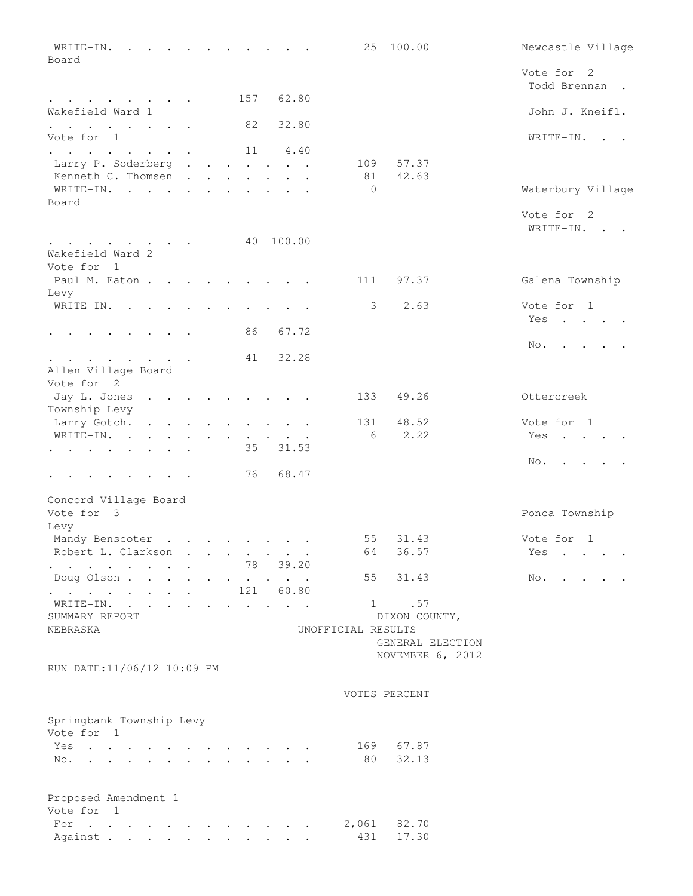| Candidate | Votes | Percent |
|---|---|---|
| WRITE-IN | 25 | 100.00 |

**Wakefield Ward 1**
Vote for 1

| Candidate | Votes | Percent |
|---|---|---|
| Larry P. Soderberg | 109 | 57.37 |
| Kenneth C. Thomsen | 81 | 42.63 |
| WRITE-IN | 0 | |

**Wakefield Ward 2**
Vote for 1

| Candidate | Votes | Percent |
|---|---|---|
| Paul M. Eaton | 111 | 97.37 |
| WRITE-IN | 3 | 2.63 |

**Allen Village Board**
Vote for 2

| Candidate | Votes | Percent |
|---|---|---|
| Jay L. Jones | 133 | 49.26 |
| Larry Gotch | 131 | 48.52 |
| WRITE-IN | 6 | 2.22 |

**Concord Village Board**
Vote for 3

| Candidate | Votes | Percent |
|---|---|---|
| Mandy Benscoter | 55 | 31.43 |
| Robert L. Clarkson | 64 | 36.57 |
| Doug Olson | 55 | 31.43 |
| WRITE-IN | 1 | .57 |

**Newcastle Village Board**
Vote for 2

| Candidate | Votes | Percent |
|---|---|---|
| Todd Brennan | 157 | 62.80 |
| John J. Kneifl | 82 | 32.80 |
| WRITE-IN | 11 | 4.40 |

**Waterbury Village Board**
Vote for 2

| Candidate | Votes | Percent |
|---|---|---|
| WRITE-IN | 40 | 100.00 |

**Galena Township Levy**
Vote for 1

| Choice | Votes | Percent |
|---|---|---|
| Yes | 86 | 67.72 |
| No | 41 | 32.28 |

**Ottercreek Township Levy**
Vote for 1

| Choice | Votes | Percent |
|---|---|---|
| Yes | 35 | 31.53 |
| No | 76 | 68.47 |

**Ponca Township Levy**
Vote for 1

| Choice | Votes | Percent |
|---|---|---|
| Yes | 78 | 39.20 |
| No | 121 | 60.80 |

SUMMARY REPORT DIXON COUNTY, NEBRASKA
UNOFFICIAL RESULTS
GENERAL ELECTION
NOVEMBER 6, 2012
RUN DATE:11/06/12 10:09 PM

**Springbank Township Levy**
Vote for 1

| Choice | Votes | Percent |
|---|---|---|
| Yes | 169 | 67.87 |
| No | 80 | 32.13 |

**Proposed Amendment 1**
Vote for 1

| Choice | Votes | Percent |
|---|---|---|
| For | 2,061 | 82.70 |
| Against | 431 | 17.30 |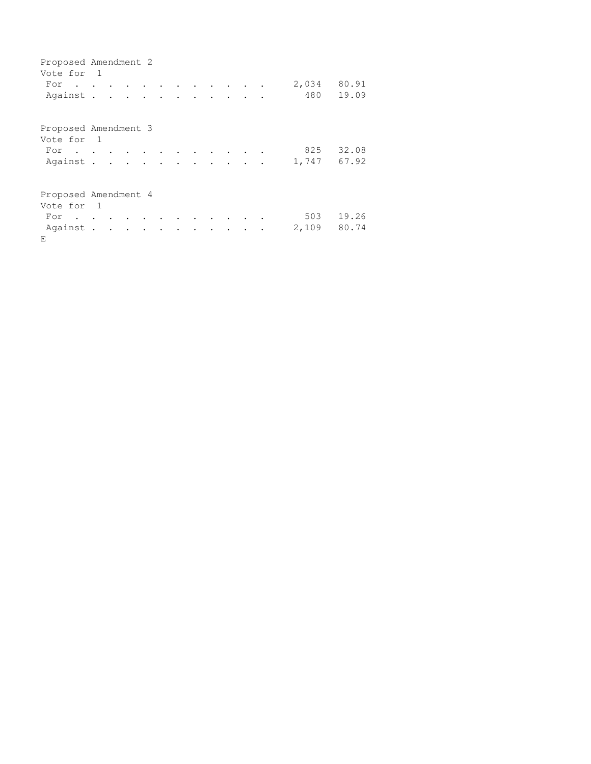Proposed Amendment 2
Vote for 1

| | | |
|---|---|---|
| For | 2,034 | 80.91 |
| Against | 480 | 19.09 |

Proposed Amendment 3
Vote for 1

| | | |
|---|---|---|
| For | 825 | 32.08 |
| Against | 1,747 | 67.92 |

Proposed Amendment 4
Vote for 1

| | | |
|---|---|---|
| For | 503 | 19.26 |
| Against | 2,109 | 80.74 |

E